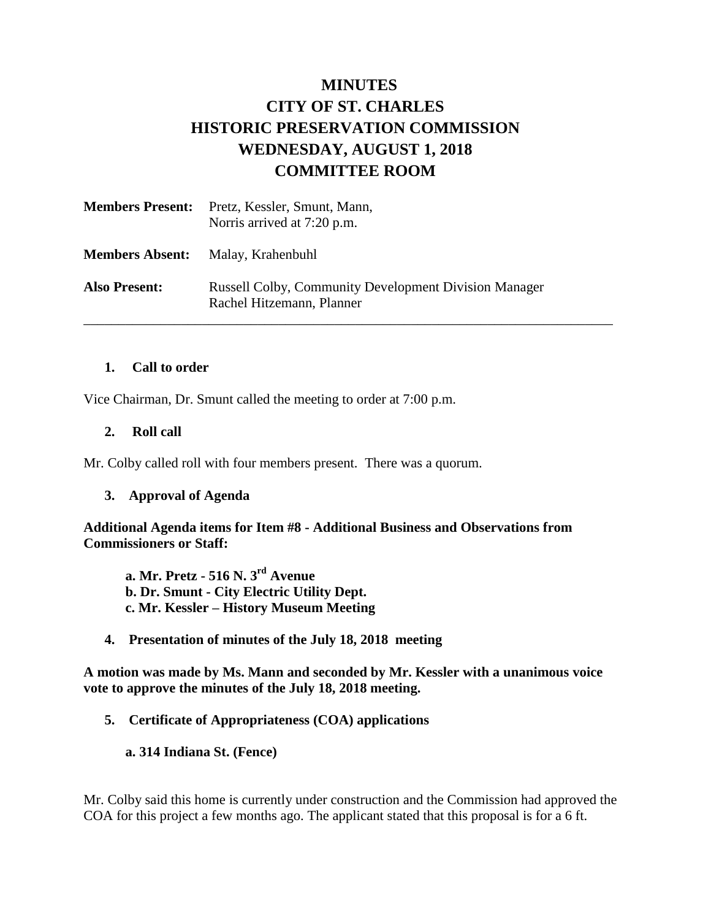# MINUTES
# CITY OF ST. CHARLES
# HISTORIC PRESERVATION COMMISSION
# WEDNESDAY, AUGUST 1, 2018
# COMMITTEE ROOM

| | |
|---|---|
| **Members Present:** | Pretz, Kessler, Smunt, Mann, Norris arrived at 7:20 p.m. |
| **Members Absent:** | Malay, Krahenbuhl |
| **Also Present:** | Russell Colby, Community Development Division Manager<br>Rachel Hitzemann, Planner |

---

**1. Call to order**

Vice Chairman, Dr. Smunt called the meeting to order at 7:00 p.m.

**2. Roll call**

Mr. Colby called roll with four members present. There was a quorum.

**3. Approval of Agenda**

**Additional Agenda items for Item #8 - Additional Business and Observations from Commissioners or Staff:**

**a. Mr. Pretz - 516 N. 3rd Avenue**
**b. Dr. Smunt - City Electric Utility Dept.**
**c. Mr. Kessler – History Museum Meeting**

**4. Presentation of minutes of the July 18, 2018 meeting**

**A motion was made by Ms. Mann and seconded by Mr. Kessler with a unanimous voice vote to approve the minutes of the July 18, 2018 meeting.**

**5. Certificate of Appropriateness (COA) applications**

**a. 314 Indiana St. (Fence)**

Mr. Colby said this home is currently under construction and the Commission had approved the COA for this project a few months ago. The applicant stated that this proposal is for a 6 ft.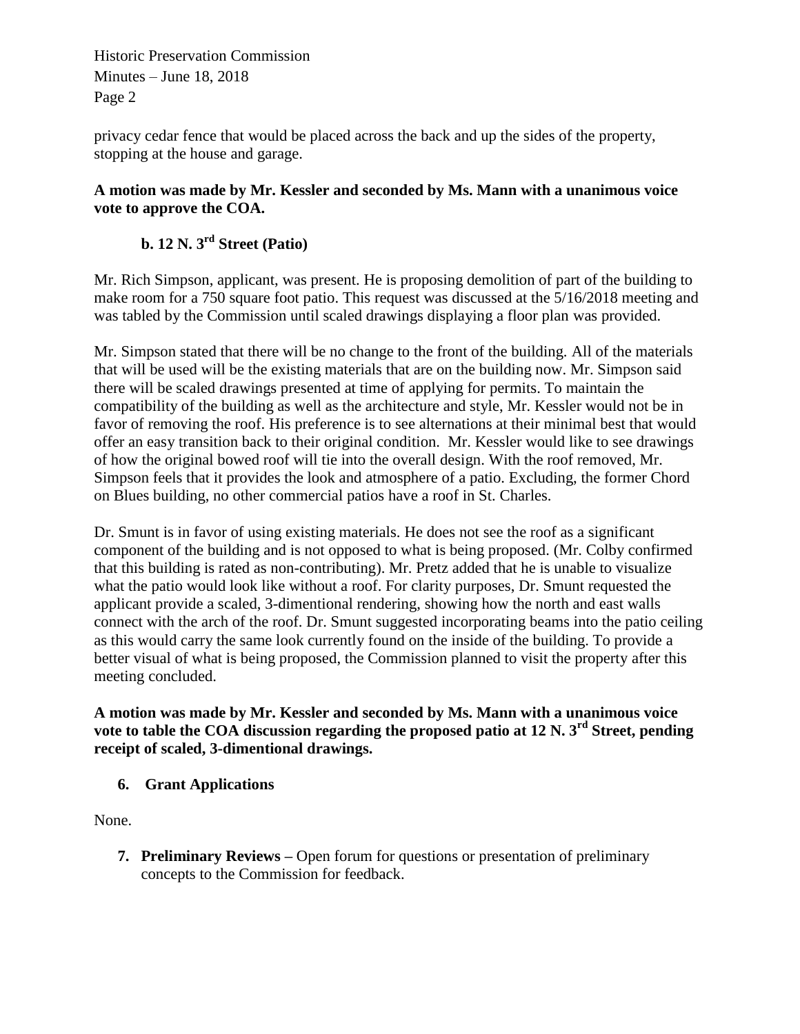privacy cedar fence that would be placed across the back and up the sides of the property, stopping at the house and garage.

**A motion was made by Mr. Kessler and seconded by Ms. Mann with a unanimous voice vote to approve the COA.**

### b. 12 N. 3rd Street (Patio)

Mr. Rich Simpson, applicant, was present. He is proposing demolition of part of the building to make room for a 750 square foot patio. This request was discussed at the 5/16/2018 meeting and was tabled by the Commission until scaled drawings displaying a floor plan was provided.

Mr. Simpson stated that there will be no change to the front of the building. All of the materials that will be used will be the existing materials that are on the building now. Mr. Simpson said there will be scaled drawings presented at time of applying for permits. To maintain the compatibility of the building as well as the architecture and style, Mr. Kessler would not be in favor of removing the roof. His preference is to see alternations at their minimal best that would offer an easy transition back to their original condition. Mr. Kessler would like to see drawings of how the original bowed roof will tie into the overall design. With the roof removed, Mr. Simpson feels that it provides the look and atmosphere of a patio. Excluding, the former Chord on Blues building, no other commercial patios have a roof in St. Charles.

Dr. Smunt is in favor of using existing materials. He does not see the roof as a significant component of the building and is not opposed to what is being proposed. (Mr. Colby confirmed that this building is rated as non-contributing). Mr. Pretz added that he is unable to visualize what the patio would look like without a roof. For clarity purposes, Dr. Smunt requested the applicant provide a scaled, 3-dimentional rendering, showing how the north and east walls connect with the arch of the roof. Dr. Smunt suggested incorporating beams into the patio ceiling as this would carry the same look currently found on the inside of the building. To provide a better visual of what is being proposed, the Commission planned to visit the property after this meeting concluded.

**A motion was made by Mr. Kessler and seconded by Ms. Mann with a unanimous voice vote to table the COA discussion regarding the proposed patio at 12 N. 3rd Street, pending receipt of scaled, 3-dimentional drawings.**

## 6. Grant Applications

None.

**7. Preliminary Reviews –** Open forum for questions or presentation of preliminary concepts to the Commission for feedback.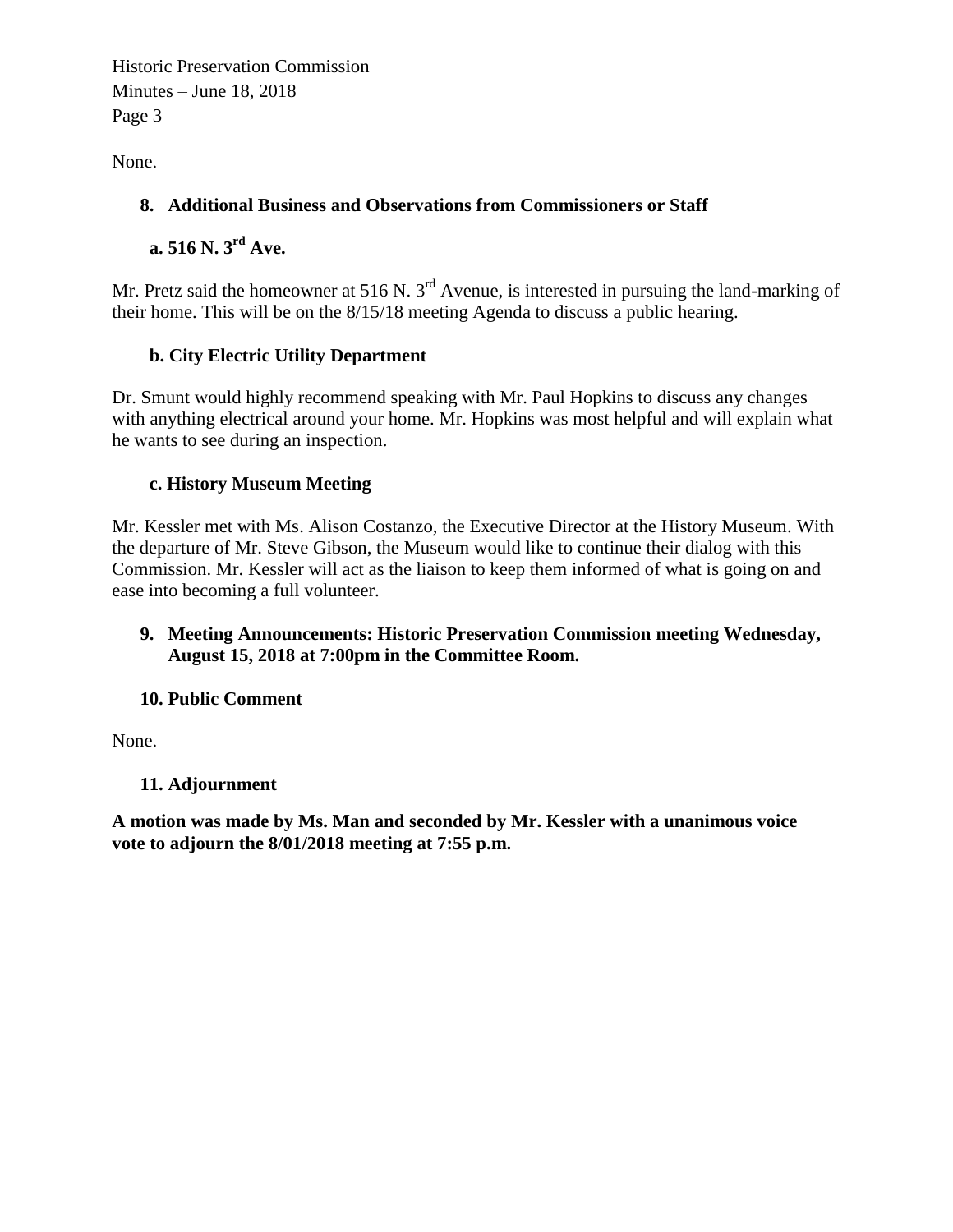None.

## 8. Additional Business and Observations from Commissioners or Staff

### a. 516 N. 3rd Ave.

Mr. Pretz said the homeowner at 516 N. 3rd Avenue, is interested in pursuing the land-marking of their home. This will be on the 8/15/18 meeting Agenda to discuss a public hearing.

### b. City Electric Utility Department

Dr. Smunt would highly recommend speaking with Mr. Paul Hopkins to discuss any changes with anything electrical around your home. Mr. Hopkins was most helpful and will explain what he wants to see during an inspection.

### c. History Museum Meeting

Mr. Kessler met with Ms. Alison Costanzo, the Executive Director at the History Museum. With the departure of Mr. Steve Gibson, the Museum would like to continue their dialog with this Commission. Mr. Kessler will act as the liaison to keep them informed of what is going on and ease into becoming a full volunteer.

## 9. Meeting Announcements: Historic Preservation Commission meeting Wednesday, August 15, 2018 at 7:00pm in the Committee Room.

## 10. Public Comment

None.

## 11. Adjournment

**A motion was made by Ms. Man and seconded by Mr. Kessler with a unanimous voice vote to adjourn the 8/01/2018 meeting at 7:55 p.m.**